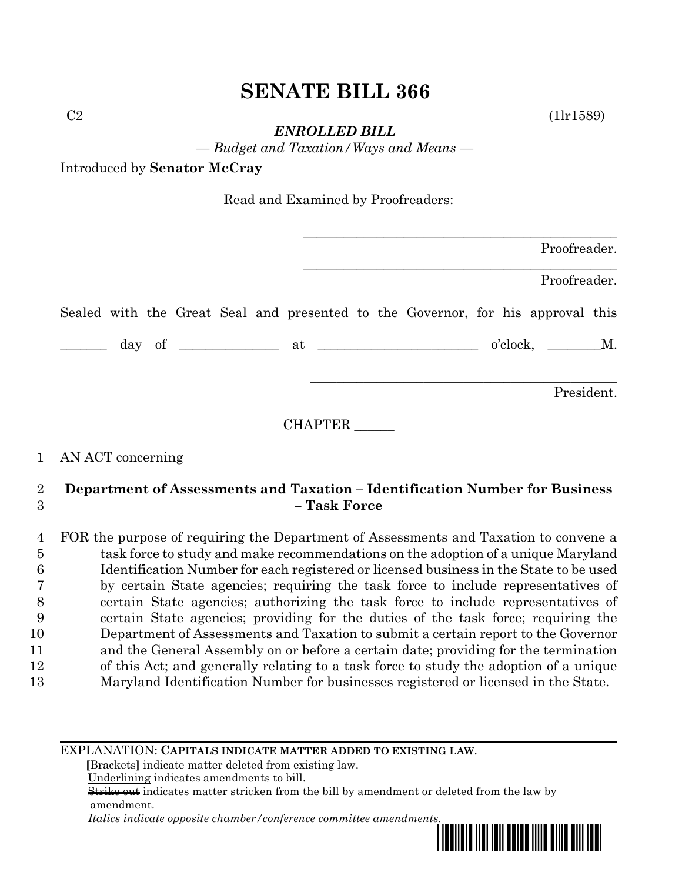# SENATE BILL 366

C2 (1lr1589)

***ENROLLED BILL***

*— Budget and Taxation/Ways and Means —*

Introduced by **Senator McCray**

Read and Examined by Proofreaders:

_______________________________________________ Proofreader.

_______________________________________________ Proofreader.

Sealed with the Great Seal and presented to the Governor, for his approval this

_______ day of ______________ at _______________________ o'clock, ________M.

_______________________________________________ President.

CHAPTER ______

1 AN ACT concerning

2 **Department of Assessments and Taxation – Identification Number for Business**
3 **– Task Force**

4 FOR the purpose of requiring the Department of Assessments and Taxation to convene a
5 task force to study and make recommendations on the adoption of a unique Maryland
6 Identification Number for each registered or licensed business in the State to be used
7 by certain State agencies; requiring the task force to include representatives of
8 certain State agencies; authorizing the task force to include representatives of
9 certain State agencies; providing for the duties of the task force; requiring the
10 Department of Assessments and Taxation to submit a certain report to the Governor
11 and the General Assembly on or before a certain date; providing for the termination
12 of this Act; and generally relating to a task force to study the adoption of a unique
13 Maryland Identification Number for businesses registered or licensed in the State.

EXPLANATION: **CAPITALS INDICATE MATTER ADDED TO EXISTING LAW.**
**[**Brackets**]** indicate matter deleted from existing law.
Underlining indicates amendments to bill.
~~Strike out~~ indicates matter stricken from the bill by amendment or deleted from the law by amendment.
*Italics indicate opposite chamber/conference committee amendments.*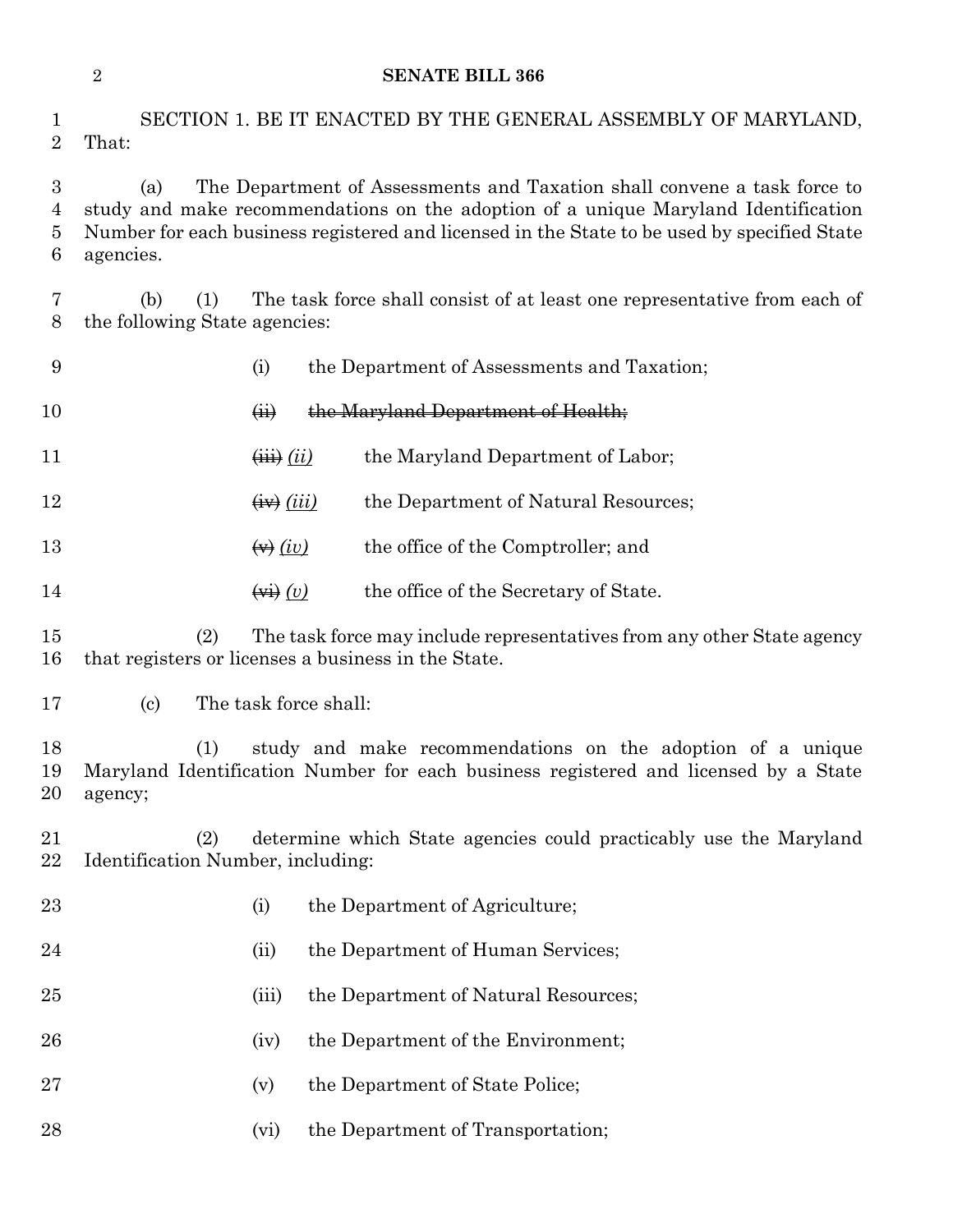SECTION 1. BE IT ENACTED BY THE GENERAL ASSEMBLY OF MARYLAND, That:

(a) The Department of Assessments and Taxation shall convene a task force to study and make recommendations on the adoption of a unique Maryland Identification Number for each business registered and licensed in the State to be used by specified State agencies.

(b) (1) The task force shall consist of at least one representative from each of the following State agencies:

(i) the Department of Assessments and Taxation;

~~(ii) the Maryland Department of Health;~~

~~(iii)~~ *(ii)* the Maryland Department of Labor;

~~(iv)~~ *(iii)* the Department of Natural Resources;

~~(v)~~ *(iv)* the office of the Comptroller; and

~~(vi)~~ *(v)* the office of the Secretary of State.

(2) The task force may include representatives from any other State agency that registers or licenses a business in the State.

(c) The task force shall:

(1) study and make recommendations on the adoption of a unique Maryland Identification Number for each business registered and licensed by a State agency;

(2) determine which State agencies could practicably use the Maryland Identification Number, including:

(i) the Department of Agriculture;

(ii) the Department of Human Services;

(iii) the Department of Natural Resources;

(iv) the Department of the Environment;

(v) the Department of State Police;

(vi) the Department of Transportation;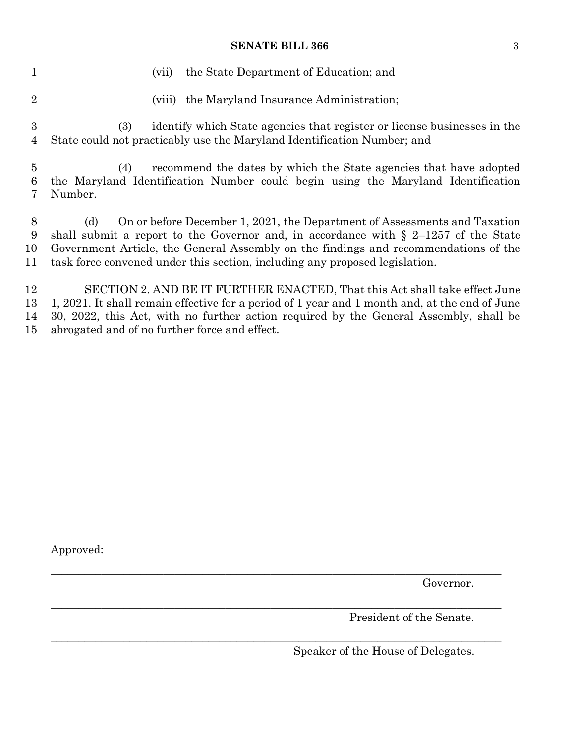(vii) the State Department of Education; and

(viii) the Maryland Insurance Administration;

(3) identify which State agencies that register or license businesses in the State could not practicably use the Maryland Identification Number; and

(4) recommend the dates by which the State agencies that have adopted the Maryland Identification Number could begin using the Maryland Identification Number.

(d) On or before December 1, 2021, the Department of Assessments and Taxation shall submit a report to the Governor and, in accordance with § 2–1257 of the State Government Article, the General Assembly on the findings and recommendations of the task force convened under this section, including any proposed legislation.

SECTION 2. AND BE IT FURTHER ENACTED, That this Act shall take effect June 1, 2021. It shall remain effective for a period of 1 year and 1 month and, at the end of June 30, 2022, this Act, with no further action required by the General Assembly, shall be abrogated and of no further force and effect.

Approved:

\_\_\_\_\_\_\_\_\_\_\_\_\_\_\_\_\_\_\_\_\_\_\_\_\_\_\_\_\_\_\_\_\_\_\_\_\_\_\_\_\_\_\_\_\_\_\_\_\_\_\_\_\_\_\_\_\_\_\_\_\_\_\_\_\_\_\_\_\_\_\_\_\_\_\_\_\_\_

Governor.

\_\_\_\_\_\_\_\_\_\_\_\_\_\_\_\_\_\_\_\_\_\_\_\_\_\_\_\_\_\_\_\_\_\_\_\_\_\_\_\_\_\_\_\_\_\_\_\_\_\_\_\_\_\_\_\_\_\_\_\_\_\_\_\_\_\_\_\_\_\_\_\_\_\_\_\_\_\_

President of the Senate.

\_\_\_\_\_\_\_\_\_\_\_\_\_\_\_\_\_\_\_\_\_\_\_\_\_\_\_\_\_\_\_\_\_\_\_\_\_\_\_\_\_\_\_\_\_\_\_\_\_\_\_\_\_\_\_\_\_\_\_\_\_\_\_\_\_\_\_\_\_\_\_\_\_\_\_\_\_\_

Speaker of the House of Delegates.